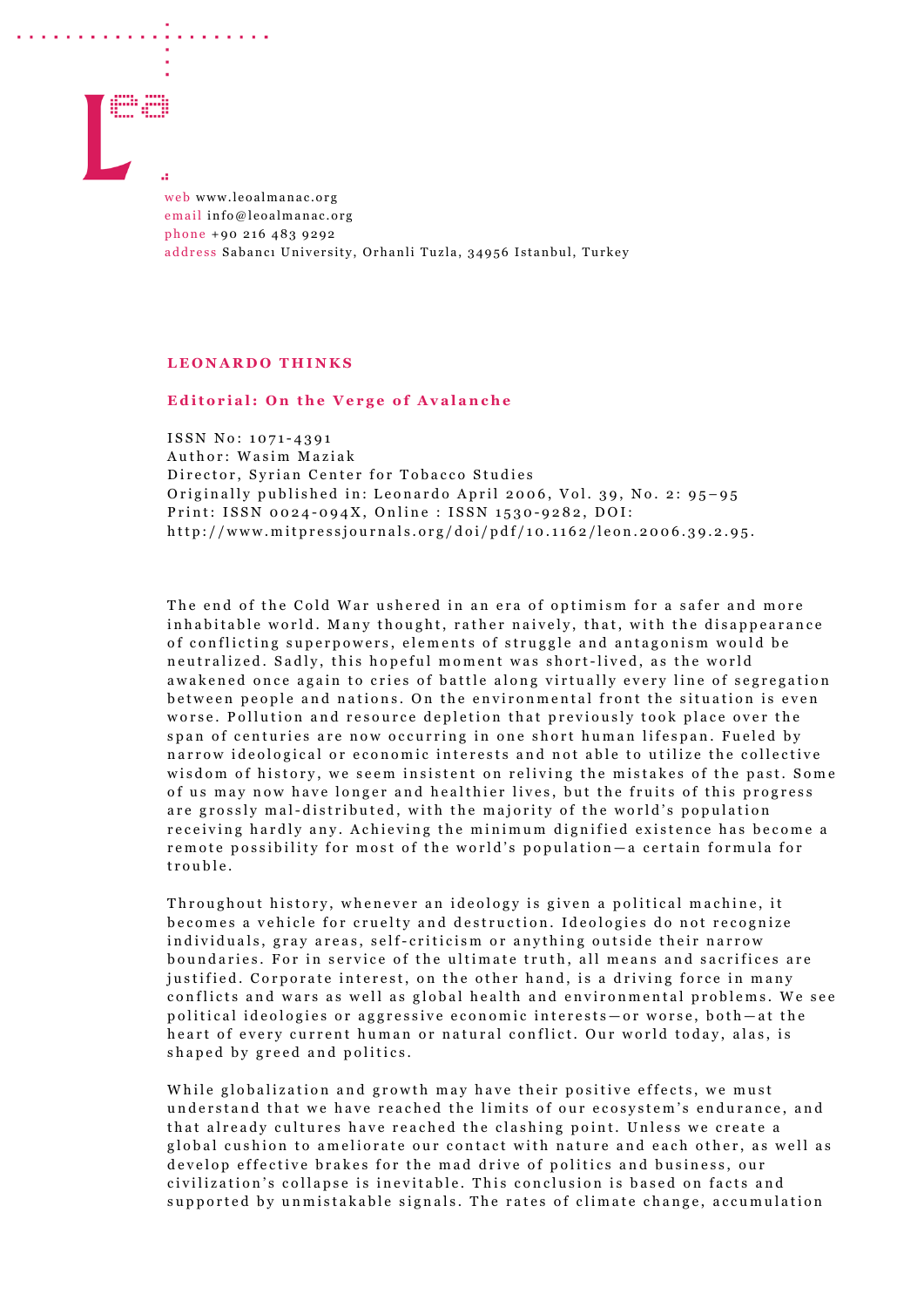web www.leoalmanac.org
email info@leoalmanac.org
phone +90 216 483 9292
address Sabancı University, Orhanli Tuzla, 34956 Istanbul, Turkey

## LEONARDO THINKS

### Editorial: On the Verge of Avalanche

ISSN No: 1071-4391
Author: Wasim Maziak
Director, Syrian Center for Tobacco Studies
Originally published in: Leonardo April 2006, Vol. 39, No. 2: 95–95
Print: ISSN 0024-094X, Online : ISSN 1530-9282, DOI: http://www.mitpressjournals.org/doi/pdf/10.1162/leon.2006.39.2.95.

The end of the Cold War ushered in an era of optimism for a safer and more inhabitable world. Many thought, rather naively, that, with the disappearance of conflicting superpowers, elements of struggle and antagonism would be neutralized. Sadly, this hopeful moment was short-lived, as the world awakened once again to cries of battle along virtually every line of segregation between people and nations. On the environmental front the situation is even worse. Pollution and resource depletion that previously took place over the span of centuries are now occurring in one short human lifespan. Fueled by narrow ideological or economic interests and not able to utilize the collective wisdom of history, we seem insistent on reliving the mistakes of the past. Some of us may now have longer and healthier lives, but the fruits of this progress are grossly mal-distributed, with the majority of the world's population receiving hardly any. Achieving the minimum dignified existence has become a remote possibility for most of the world's population—a certain formula for trouble.

Throughout history, whenever an ideology is given a political machine, it becomes a vehicle for cruelty and destruction. Ideologies do not recognize individuals, gray areas, self-criticism or anything outside their narrow boundaries. For in service of the ultimate truth, all means and sacrifices are justified. Corporate interest, on the other hand, is a driving force in many conflicts and wars as well as global health and environmental problems. We see political ideologies or aggressive economic interests—or worse, both—at the heart of every current human or natural conflict. Our world today, alas, is shaped by greed and politics.

While globalization and growth may have their positive effects, we must understand that we have reached the limits of our ecosystem's endurance, and that already cultures have reached the clashing point. Unless we create a global cushion to ameliorate our contact with nature and each other, as well as develop effective brakes for the mad drive of politics and business, our civilization's collapse is inevitable. This conclusion is based on facts and supported by unmistakable signals. The rates of climate change, accumulation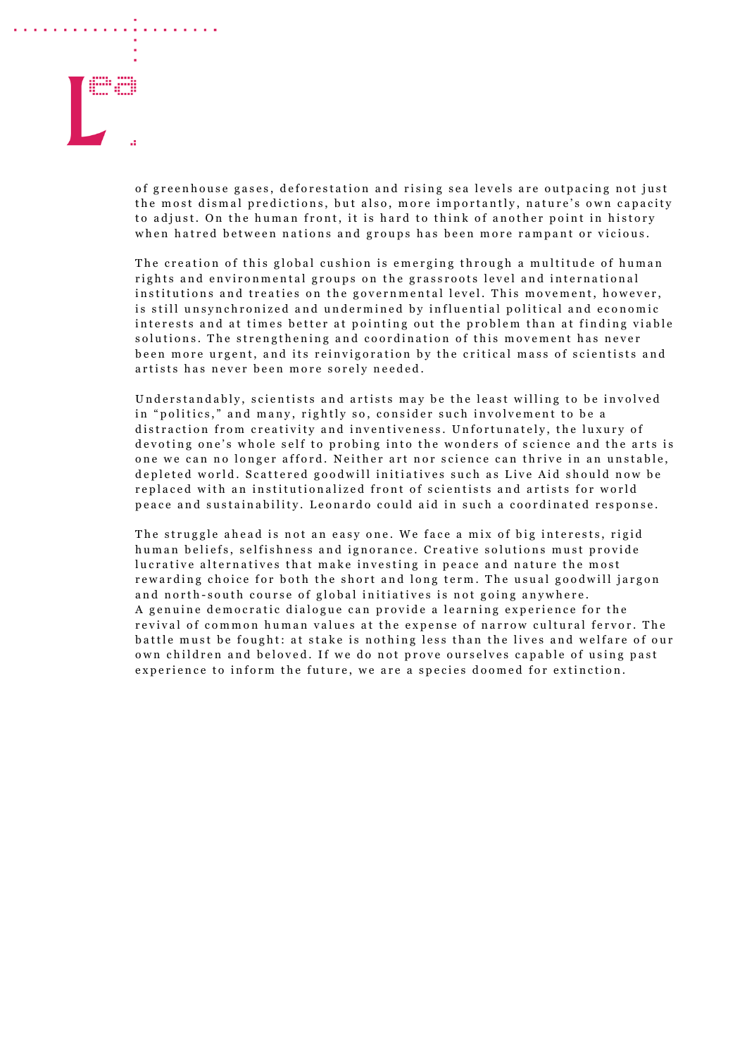of greenhouse gases, deforestation and rising sea levels are outpacing not just the most dismal predictions, but also, more importantly, nature's own capacity to adjust. On the human front, it is hard to think of another point in history when hatred between nations and groups has been more rampant or vicious.

The creation of this global cushion is emerging through a multitude of human rights and environmental groups on the grassroots level and international institutions and treaties on the governmental level. This movement, however, is still unsynchronized and undermined by influential political and economic interests and at times better at pointing out the problem than at finding viable solutions. The strengthening and coordination of this movement has never been more urgent, and its reinvigoration by the critical mass of scientists and artists has never been more sorely needed.

Understandably, scientists and artists may be the least willing to be involved in "politics," and many, rightly so, consider such involvement to be a distraction from creativity and inventiveness. Unfortunately, the luxury of devoting one's whole self to probing into the wonders of science and the arts is one we can no longer afford. Neither art nor science can thrive in an unstable, depleted world. Scattered goodwill initiatives such as Live Aid should now be replaced with an institutionalized front of scientists and artists for world peace and sustainability. Leonardo could aid in such a coordinated response.

The struggle ahead is not an easy one. We face a mix of big interests, rigid human beliefs, selfishness and ignorance. Creative solutions must provide lucrative alternatives that make investing in peace and nature the most rewarding choice for both the short and long term. The usual goodwill jargon and north-south course of global initiatives is not going anywhere.
A genuine democratic dialogue can provide a learning experience for the revival of common human values at the expense of narrow cultural fervor. The battle must be fought: at stake is nothing less than the lives and welfare of our own children and beloved. If we do not prove ourselves capable of using past experience to inform the future, we are a species doomed for extinction.